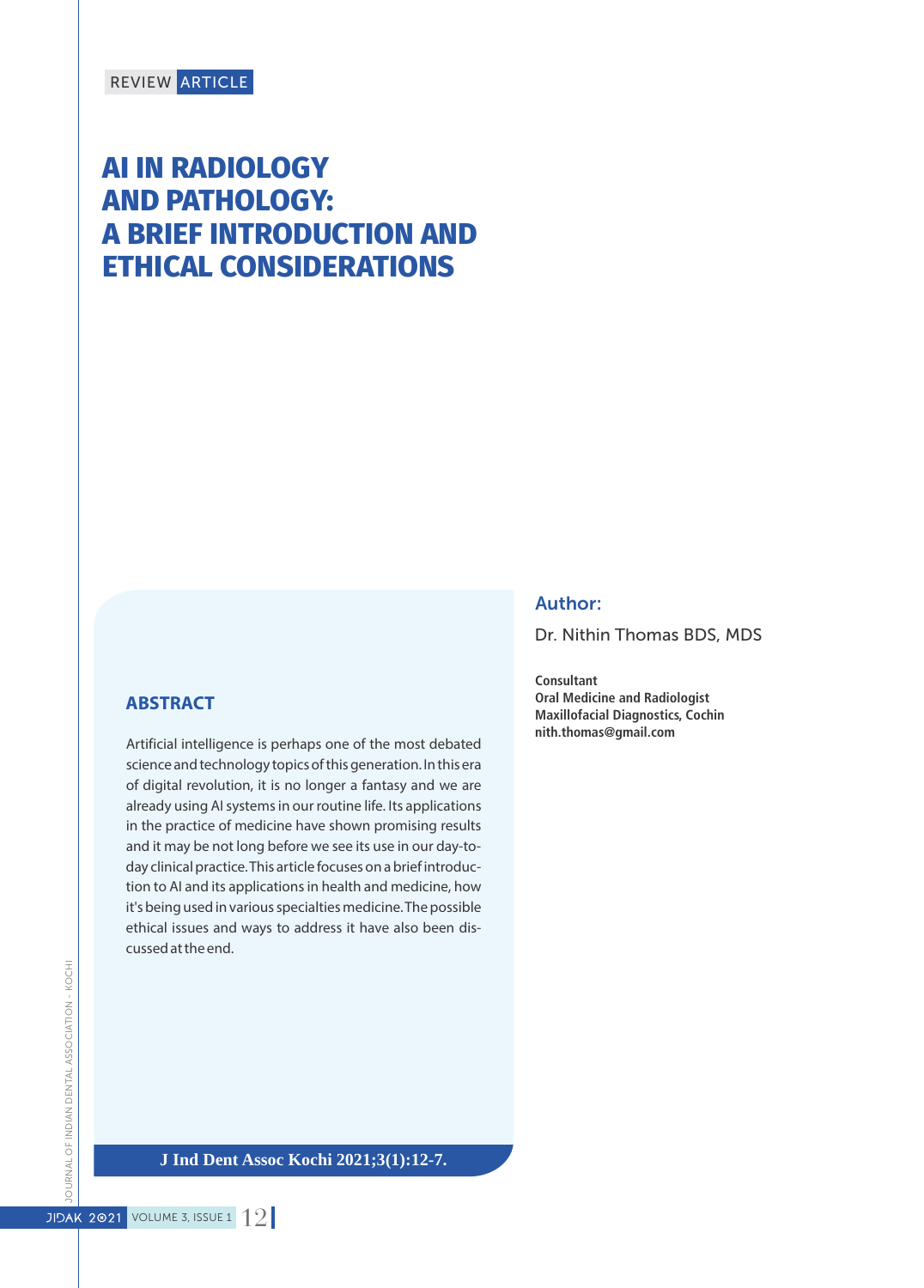REVIEW ARTICLE

# AI IN RADIOLOGY AND PATHOLOGY: A BRIEF INTRODUCTION AND ETHICAL CONSIDERATIONS

## ABSTRACT

Artificial intelligence is perhaps one of the most debated science and technology topics of this generation. In this era of digital revolution, it is no longer a fantasy and we are already using AI systems in our routine life. Its applications in the practice of medicine have shown promising results and it may be not long before we see its use in our day-to-day clinical practice. This article focuses on a brief introduction to AI and its applications in health and medicine, how it's being used in various specialties medicine. The possible ethical issues and ways to address it have also been discussed at the end.

**J Ind Dent Assoc Kochi 2021;3(1):12-7.**

## Author:

Dr. Nithin Thomas BDS, MDS

**Consultant**
**Oral Medicine and Radiologist**
**Maxillofacial Diagnostics, Cochin**
**nith.thomas@gmail.com**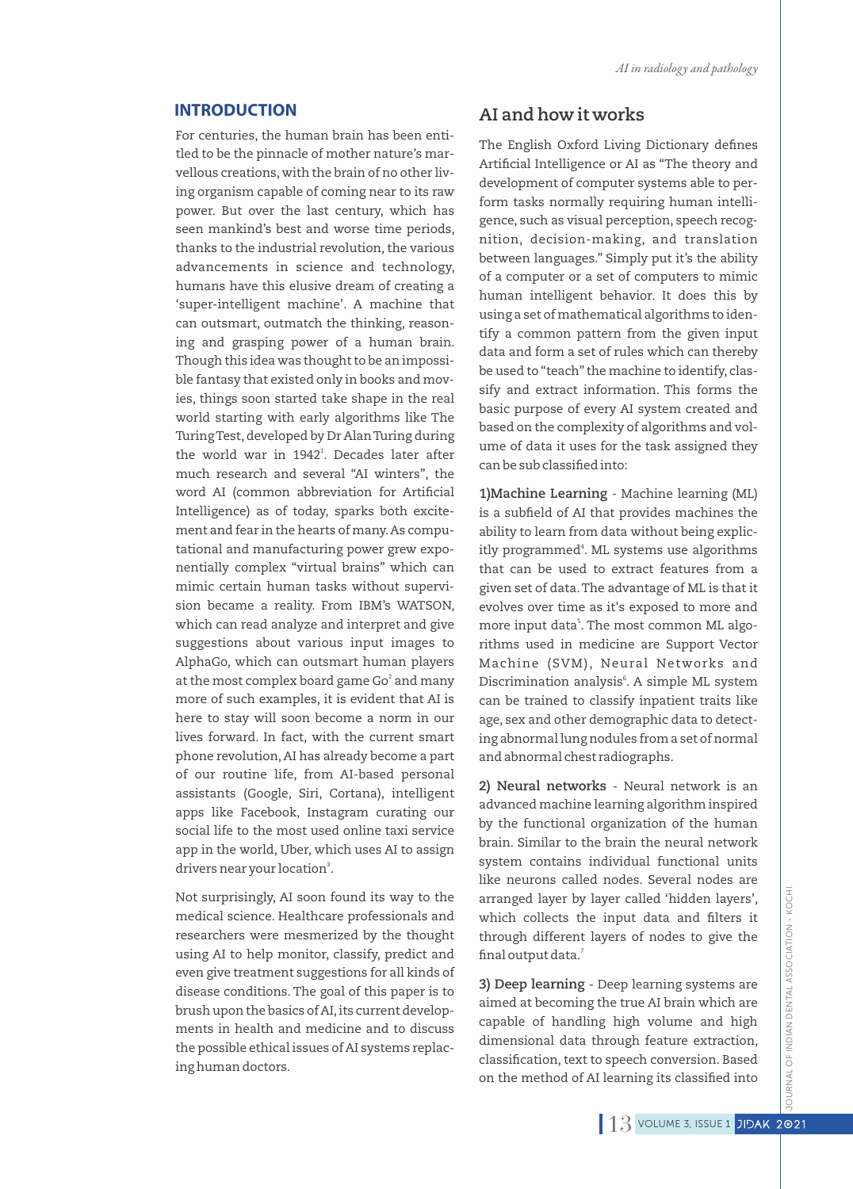## INTRODUCTION

For centuries, the human brain has been entitled to be the pinnacle of mother nature's marvellous creations, with the brain of no other living organism capable of coming near to its raw power. But over the last century, which has seen mankind's best and worse time periods, thanks to the industrial revolution, the various advancements in science and technology, humans have this elusive dream of creating a 'super-intelligent machine'. A machine that can outsmart, outmatch the thinking, reasoning and grasping power of a human brain. Though this idea was thought to be an impossible fantasy that existed only in books and movies, things soon started take shape in the real world starting with early algorithms like The Turing Test, developed by Dr Alan Turing during the world war in 1942[1]. Decades later after much research and several "AI winters", the word AI (common abbreviation for Artificial Intelligence) as of today, sparks both excitement and fear in the hearts of many. As computational and manufacturing power grew exponentially complex "virtual brains" which can mimic certain human tasks without supervision became a reality. From IBM's WATSON, which can read analyze and interpret and give suggestions about various input images to AlphaGo, which can outsmart human players at the most complex board game Go[2] and many more of such examples, it is evident that AI is here to stay will soon become a norm in our lives forward. In fact, with the current smart phone revolution, AI has already become a part of our routine life, from AI-based personal assistants (Google, Siri, Cortana), intelligent apps like Facebook, Instagram curating our social life to the most used online taxi service app in the world, Uber, which uses AI to assign drivers near your location[3].

Not surprisingly, AI soon found its way to the medical science. Healthcare professionals and researchers were mesmerized by the thought using AI to help monitor, classify, predict and even give treatment suggestions for all kinds of disease conditions. The goal of this paper is to brush upon the basics of AI, its current developments in health and medicine and to discuss the possible ethical issues of AI systems replacing human doctors.

## AI and how it works

The English Oxford Living Dictionary defines Artificial Intelligence or AI as "The theory and development of computer systems able to perform tasks normally requiring human intelligence, such as visual perception, speech recognition, decision-making, and translation between languages." Simply put it's the ability of a computer or a set of computers to mimic human intelligent behavior. It does this by using a set of mathematical algorithms to identify a common pattern from the given input data and form a set of rules which can thereby be used to "teach" the machine to identify, classify and extract information. This forms the basic purpose of every AI system created and based on the complexity of algorithms and volume of data it uses for the task assigned they can be sub classified into:

**1)Machine Learning** - Machine learning (ML) is a subfield of AI that provides machines the ability to learn from data without being explicitly programmed[4]. ML systems use algorithms that can be used to extract features from a given set of data. The advantage of ML is that it evolves over time as it's exposed to more and more input data[5]. The most common ML algorithms used in medicine are Support Vector Machine (SVM), Neural Networks and Discrimination analysis[6]. A simple ML system can be trained to classify inpatient traits like age, sex and other demographic data to detecting abnormal lung nodules from a set of normal and abnormal chest radiographs.

**2) Neural networks** - Neural network is an advanced machine learning algorithm inspired by the functional organization of the human brain. Similar to the brain the neural network system contains individual functional units like neurons called nodes. Several nodes are arranged layer by layer called 'hidden layers', which collects the input data and filters it through different layers of nodes to give the final output data.[7]

**3) Deep learning** - Deep learning systems are aimed at becoming the true AI brain which are capable of handling high volume and high dimensional data through feature extraction, classification, text to speech conversion. Based on the method of AI learning its classified into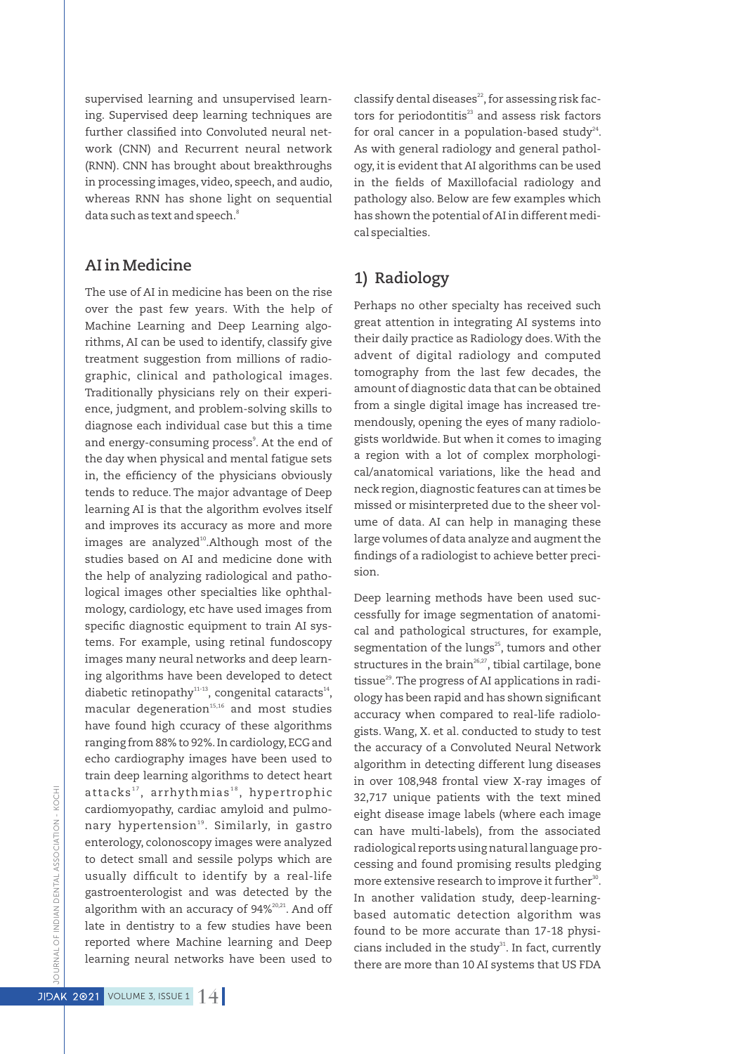supervised learning and unsupervised learning. Supervised deep learning techniques are further classified into Convoluted neural network (CNN) and Recurrent neural network (RNN). CNN has brought about breakthroughs in processing images, video, speech, and audio, whereas RNN has shone light on sequential data such as text and speech.[8]

## AI in Medicine

The use of AI in medicine has been on the rise over the past few years. With the help of Machine Learning and Deep Learning algorithms, AI can be used to identify, classify give treatment suggestion from millions of radiographic, clinical and pathological images. Traditionally physicians rely on their experience, judgment, and problem-solving skills to diagnose each individual case but this a time and energy-consuming process[9]. At the end of the day when physical and mental fatigue sets in, the efficiency of the physicians obviously tends to reduce. The major advantage of Deep learning AI is that the algorithm evolves itself and improves its accuracy as more and more images are analyzed[10].Although most of the studies based on AI and medicine done with the help of analyzing radiological and pathological images other specialties like ophthalmology, cardiology, etc have used images from specific diagnostic equipment to train AI systems. For example, using retinal fundoscopy images many neural networks and deep learning algorithms have been developed to detect diabetic retinopathy[11-13], congenital cataracts[14], macular degeneration[15,16] and most studies have found high ccuracy of these algorithms ranging from 88% to 92%. In cardiology, ECG and echo cardiography images have been used to train deep learning algorithms to detect heart attacks[17], arrhythmias[18], hypertrophic cardiomyopathy, cardiac amyloid and pulmonary hypertension[19]. Similarly, in gastro enterology, colonoscopy images were analyzed to detect small and sessile polyps which are usually difficult to identify by a real-life gastroenterologist and was detected by the algorithm with an accuracy of 94%[20,21]. And off late in dentistry to a few studies have been reported where Machine learning and Deep learning neural networks have been used to classify dental diseases[22], for assessing risk factors for periodontitis[23] and assess risk factors for oral cancer in a population-based study[24]. As with general radiology and general pathology, it is evident that AI algorithms can be used in the fields of Maxillofacial radiology and pathology also. Below are few examples which has shown the potential of AI in different medical specialties.

## 1) Radiology

Perhaps no other specialty has received such great attention in integrating AI systems into their daily practice as Radiology does. With the advent of digital radiology and computed tomography from the last few decades, the amount of diagnostic data that can be obtained from a single digital image has increased tremendously, opening the eyes of many radiologists worldwide. But when it comes to imaging a region with a lot of complex morphological/anatomical variations, like the head and neck region, diagnostic features can at times be missed or misinterpreted due to the sheer volume of data. AI can help in managing these large volumes of data analyze and augment the findings of a radiologist to achieve better precision.

Deep learning methods have been used successfully for image segmentation of anatomical and pathological structures, for example, segmentation of the lungs[25], tumors and other structures in the brain[26,27], tibial cartilage, bone tissue[29]. The progress of AI applications in radiology has been rapid and has shown significant accuracy when compared to real-life radiologists. Wang, X. et al. conducted to study to test the accuracy of a Convoluted Neural Network algorithm in detecting different lung diseases in over 108,948 frontal view X-ray images of 32,717 unique patients with the text mined eight disease image labels (where each image can have multi-labels), from the associated radiological reports using natural language processing and found promising results pledging more extensive research to improve it further[30]. In another validation study, deep-learning-based automatic detection algorithm was found to be more accurate than 17-18 physicians included in the study[31]. In fact, currently there are more than 10 AI systems that US FDA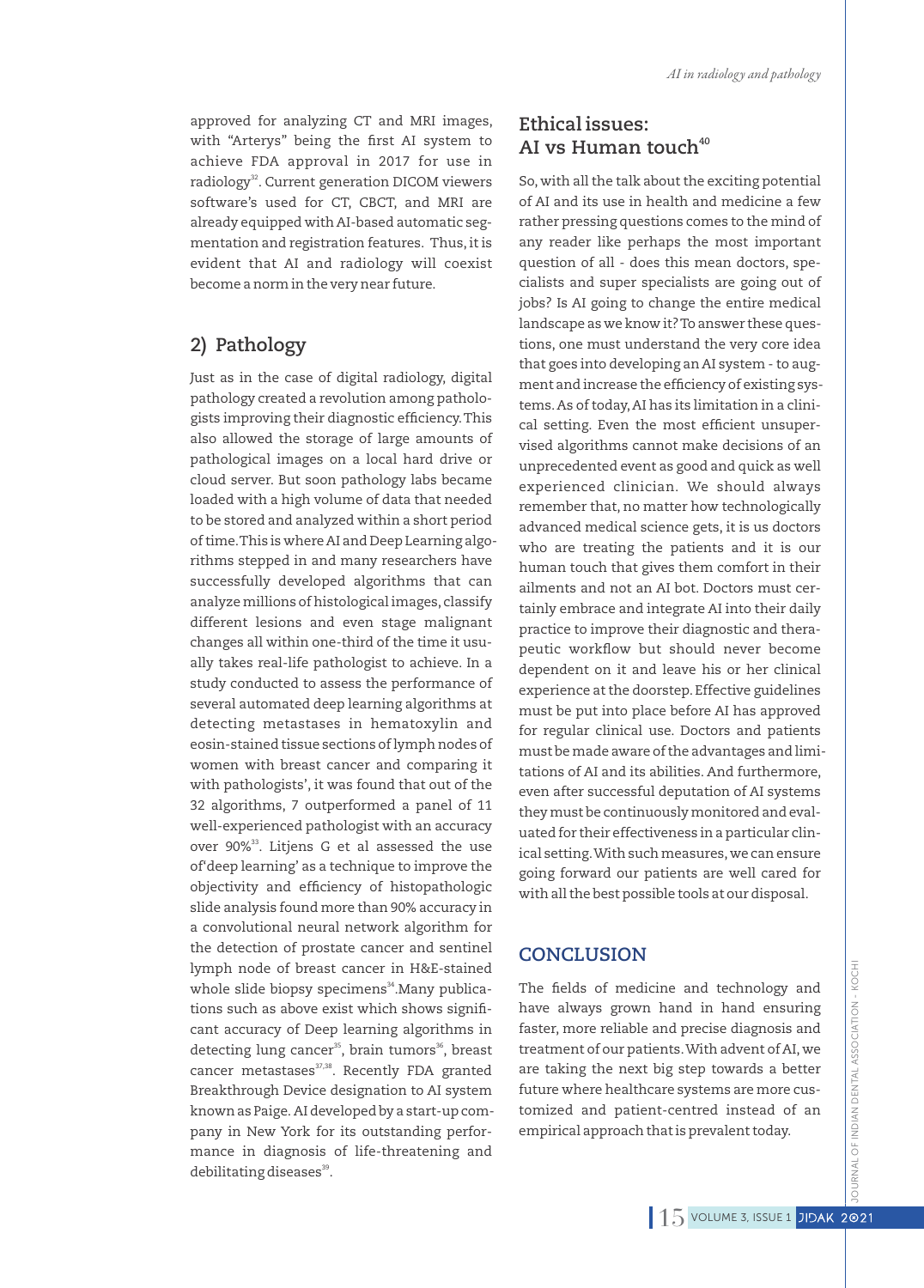approved for analyzing CT and MRI images, with "Arterys" being the first AI system to achieve FDA approval in 2017 for use in radiology[32]. Current generation DICOM viewers software's used for CT, CBCT, and MRI are already equipped with AI-based automatic segmentation and registration features. Thus, it is evident that AI and radiology will coexist become a norm in the very near future.

## 2) Pathology

Just as in the case of digital radiology, digital pathology created a revolution among pathologists improving their diagnostic efficiency. This also allowed the storage of large amounts of pathological images on a local hard drive or cloud server. But soon pathology labs became loaded with a high volume of data that needed to be stored and analyzed within a short period of time. This is where AI and Deep Learning algorithms stepped in and many researchers have successfully developed algorithms that can analyze millions of histological images, classify different lesions and even stage malignant changes all within one-third of the time it usually takes real-life pathologist to achieve. In a study conducted to assess the performance of several automated deep learning algorithms at detecting metastases in hematoxylin and eosin-stained tissue sections of lymph nodes of women with breast cancer and comparing it with pathologists', it was found that out of the 32 algorithms, 7 outperformed a panel of 11 well-experienced pathologist with an accuracy over 90%[33]. Litjens G et al assessed the use of'deep learning' as a technique to improve the objectivity and efficiency of histopathologic slide analysis found more than 90% accuracy in a convolutional neural network algorithm for the detection of prostate cancer and sentinel lymph node of breast cancer in H&E-stained whole slide biopsy specimens[34].Many publications such as above exist which shows significant accuracy of Deep learning algorithms in detecting lung cancer[35], brain tumors[36], breast cancer metastases[37,38]. Recently FDA granted Breakthrough Device designation to AI system known as Paige. AI developed by a start-up company in New York for its outstanding performance in diagnosis of life-threatening and debilitating diseases[39].

## Ethical issues: AI vs Human touch[40]

So, with all the talk about the exciting potential of AI and its use in health and medicine a few rather pressing questions comes to the mind of any reader like perhaps the most important question of all - does this mean doctors, specialists and super specialists are going out of jobs? Is AI going to change the entire medical landscape as we know it? To answer these questions, one must understand the very core idea that goes into developing an AI system - to augment and increase the efficiency of existing systems. As of today, AI has its limitation in a clinical setting. Even the most efficient unsupervised algorithms cannot make decisions of an unprecedented event as good and quick as well experienced clinician. We should always remember that, no matter how technologically advanced medical science gets, it is us doctors who are treating the patients and it is our human touch that gives them comfort in their ailments and not an AI bot. Doctors must certainly embrace and integrate AI into their daily practice to improve their diagnostic and therapeutic workflow but should never become dependent on it and leave his or her clinical experience at the doorstep. Effective guidelines must be put into place before AI has approved for regular clinical use. Doctors and patients must be made aware of the advantages and limitations of AI and its abilities. And furthermore, even after successful deputation of AI systems they must be continuously monitored and evaluated for their effectiveness in a particular clinical setting. With such measures, we can ensure going forward our patients are well cared for with all the best possible tools at our disposal.

## CONCLUSION

The fields of medicine and technology and have always grown hand in hand ensuring faster, more reliable and precise diagnosis and treatment of our patients. With advent of AI, we are taking the next big step towards a better future where healthcare systems are more customized and patient-centred instead of an empirical approach that is prevalent today.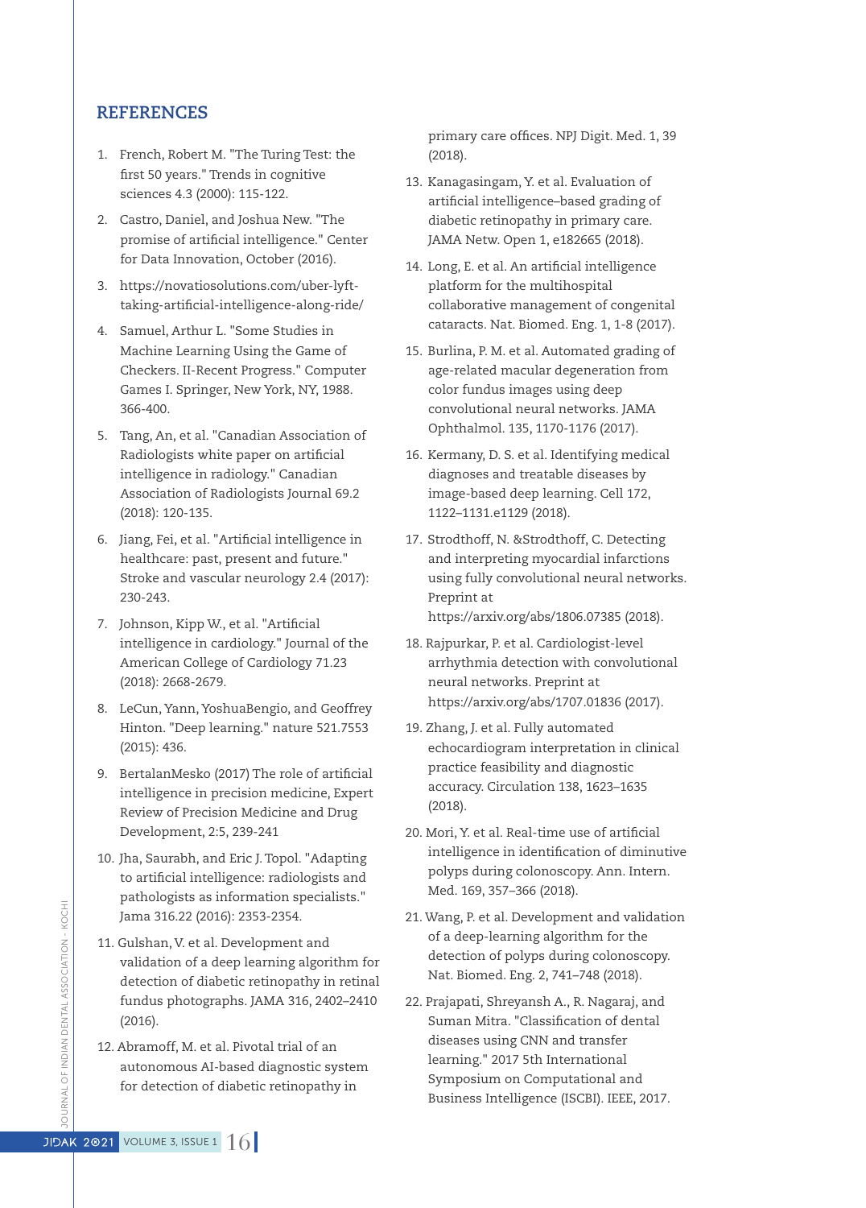## REFERENCES

1. French, Robert M. "The Turing Test: the first 50 years." Trends in cognitive sciences 4.3 (2000): 115-122.
2. Castro, Daniel, and Joshua New. "The promise of artificial intelligence." Center for Data Innovation, October (2016).
3. https://novatiosolutions.com/uber-lyft-taking-artificial-intelligence-along-ride/
4. Samuel, Arthur L. "Some Studies in Machine Learning Using the Game of Checkers. II-Recent Progress." Computer Games I. Springer, New York, NY, 1988. 366-400.
5. Tang, An, et al. "Canadian Association of Radiologists white paper on artificial intelligence in radiology." Canadian Association of Radiologists Journal 69.2 (2018): 120-135.
6. Jiang, Fei, et al. "Artificial intelligence in healthcare: past, present and future." Stroke and vascular neurology 2.4 (2017): 230-243.
7. Johnson, Kipp W., et al. "Artificial intelligence in cardiology." Journal of the American College of Cardiology 71.23 (2018): 2668-2679.
8. LeCun, Yann, YoshuaBengio, and Geoffrey Hinton. "Deep learning." nature 521.7553 (2015): 436.
9. BertalanMesko (2017) The role of artificial intelligence in precision medicine, Expert Review of Precision Medicine and Drug Development, 2:5, 239-241
10. Jha, Saurabh, and Eric J. Topol. "Adapting to artificial intelligence: radiologists and pathologists as information specialists." Jama 316.22 (2016): 2353-2354.
11. Gulshan, V. et al. Development and validation of a deep learning algorithm for detection of diabetic retinopathy in retinal fundus photographs. JAMA 316, 2402–2410 (2016).
12. Abramoff, M. et al. Pivotal trial of an autonomous AI-based diagnostic system for detection of diabetic retinopathy in primary care offices. NPJ Digit. Med. 1, 39 (2018).
13. Kanagasingam, Y. et al. Evaluation of artificial intelligence–based grading of diabetic retinopathy in primary care. JAMA Netw. Open 1, e182665 (2018).
14. Long, E. et al. An artificial intelligence platform for the multihospital collaborative management of congenital cataracts. Nat. Biomed. Eng. 1, 1-8 (2017).
15. Burlina, P. M. et al. Automated grading of age-related macular degeneration from color fundus images using deep convolutional neural networks. JAMA Ophthalmol. 135, 1170-1176 (2017).
16. Kermany, D. S. et al. Identifying medical diagnoses and treatable diseases by image-based deep learning. Cell 172, 1122–1131.e1129 (2018).
17. Strodthoff, N. &Strodthoff, C. Detecting and interpreting myocardial infarctions using fully convolutional neural networks. Preprint at https://arxiv.org/abs/1806.07385 (2018).
18. Rajpurkar, P. et al. Cardiologist-level arrhythmia detection with convolutional neural networks. Preprint at https://arxiv.org/abs/1707.01836 (2017).
19. Zhang, J. et al. Fully automated echocardiogram interpretation in clinical practice feasibility and diagnostic accuracy. Circulation 138, 1623–1635 (2018).
20. Mori, Y. et al. Real-time use of artificial intelligence in identification of diminutive polyps during colonoscopy. Ann. Intern. Med. 169, 357–366 (2018).
21. Wang, P. et al. Development and validation of a deep-learning algorithm for the detection of polyps during colonoscopy. Nat. Biomed. Eng. 2, 741–748 (2018).
22. Prajapati, Shreyansh A., R. Nagaraj, and Suman Mitra. "Classification of dental diseases using CNN and transfer learning." 2017 5th International Symposium on Computational and Business Intelligence (ISCBI). IEEE, 2017.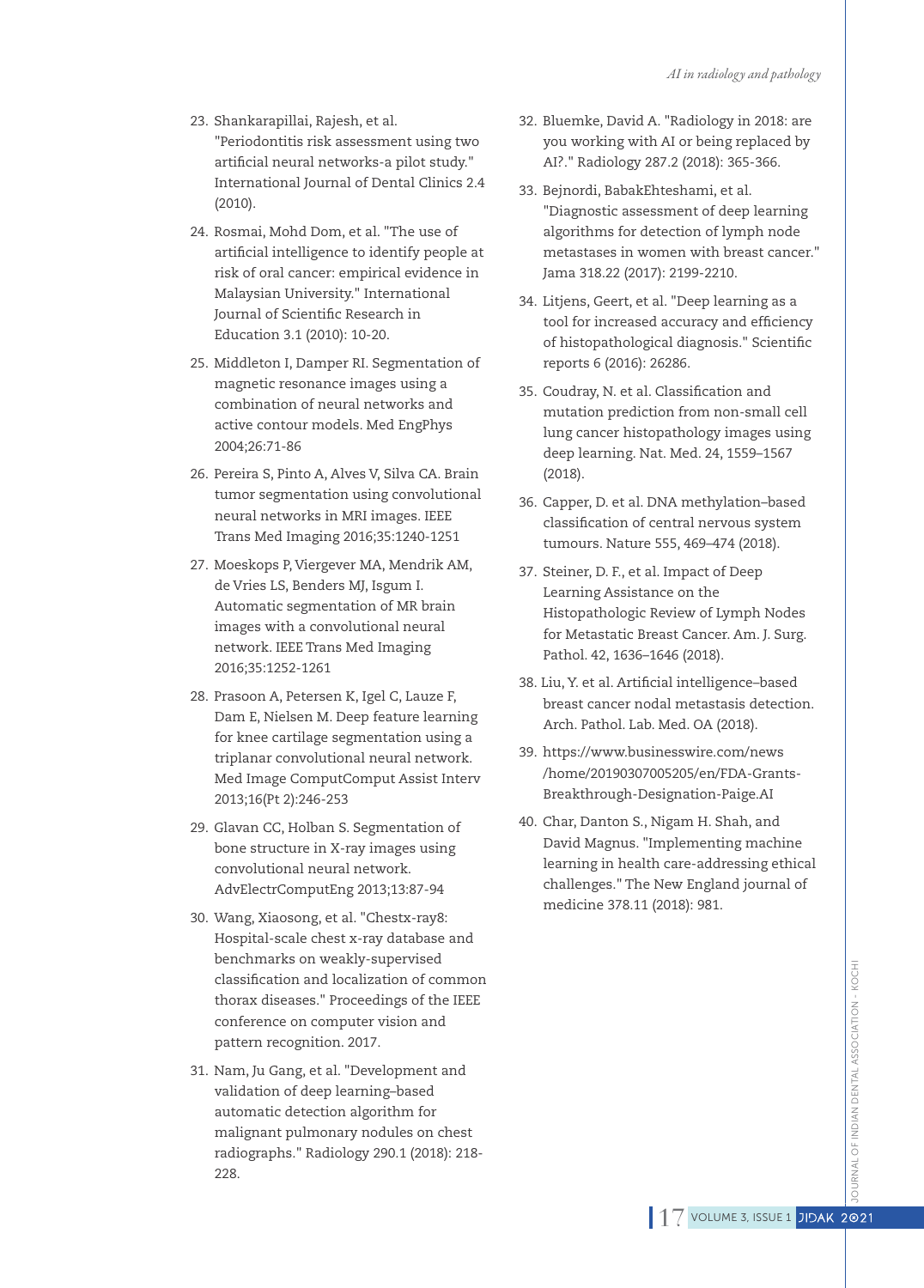23. Shankarapillai, Rajesh, et al. "Periodontitis risk assessment using two artificial neural networks-a pilot study." International Journal of Dental Clinics 2.4 (2010).
24. Rosmai, Mohd Dom, et al. "The use of artificial intelligence to identify people at risk of oral cancer: empirical evidence in Malaysian University." International Journal of Scientific Research in Education 3.1 (2010): 10-20.
25. Middleton I, Damper RI. Segmentation of magnetic resonance images using a combination of neural networks and active contour models. Med EngPhys 2004;26:71-86
26. Pereira S, Pinto A, Alves V, Silva CA. Brain tumor segmentation using convolutional neural networks in MRI images. IEEE Trans Med Imaging 2016;35:1240-1251
27. Moeskops P, Viergever MA, Mendrik AM, de Vries LS, Benders MJ, Isgum I. Automatic segmentation of MR brain images with a convolutional neural network. IEEE Trans Med Imaging 2016;35:1252-1261
28. Prasoon A, Petersen K, Igel C, Lauze F, Dam E, Nielsen M. Deep feature learning for knee cartilage segmentation using a triplanar convolutional neural network. Med Image ComputComput Assist Interv 2013;16(Pt 2):246-253
29. Glavan CC, Holban S. Segmentation of bone structure in X-ray images using convolutional neural network. AdvElectrComputEng 2013;13:87-94
30. Wang, Xiaosong, et al. "Chestx-ray8: Hospital-scale chest x-ray database and benchmarks on weakly-supervised classification and localization of common thorax diseases." Proceedings of the IEEE conference on computer vision and pattern recognition. 2017.
31. Nam, Ju Gang, et al. "Development and validation of deep learning–based automatic detection algorithm for malignant pulmonary nodules on chest radiographs." Radiology 290.1 (2018): 218-228.
32. Bluemke, David A. "Radiology in 2018: are you working with AI or being replaced by AI?." Radiology 287.2 (2018): 365-366.
33. Bejnordi, BabakEhteshami, et al. "Diagnostic assessment of deep learning algorithms for detection of lymph node metastases in women with breast cancer." Jama 318.22 (2017): 2199-2210.
34. Litjens, Geert, et al. "Deep learning as a tool for increased accuracy and efficiency of histopathological diagnosis." Scientific reports 6 (2016): 26286.
35. Coudray, N. et al. Classification and mutation prediction from non-small cell lung cancer histopathology images using deep learning. Nat. Med. 24, 1559–1567 (2018).
36. Capper, D. et al. DNA methylation–based classification of central nervous system tumours. Nature 555, 469–474 (2018).
37. Steiner, D. F., et al. Impact of Deep Learning Assistance on the Histopathologic Review of Lymph Nodes for Metastatic Breast Cancer. Am. J. Surg. Pathol. 42, 1636–1646 (2018).
38. Liu, Y. et al. Artificial intelligence–based breast cancer nodal metastasis detection. Arch. Pathol. Lab. Med. OA (2018).
39. https://www.businesswire.com/news/home/20190307005205/en/FDA-Grants-Breakthrough-Designation-Paige.AI
40. Char, Danton S., Nigam H. Shah, and David Magnus. "Implementing machine learning in health care-addressing ethical challenges." The New England journal of medicine 378.11 (2018): 981.